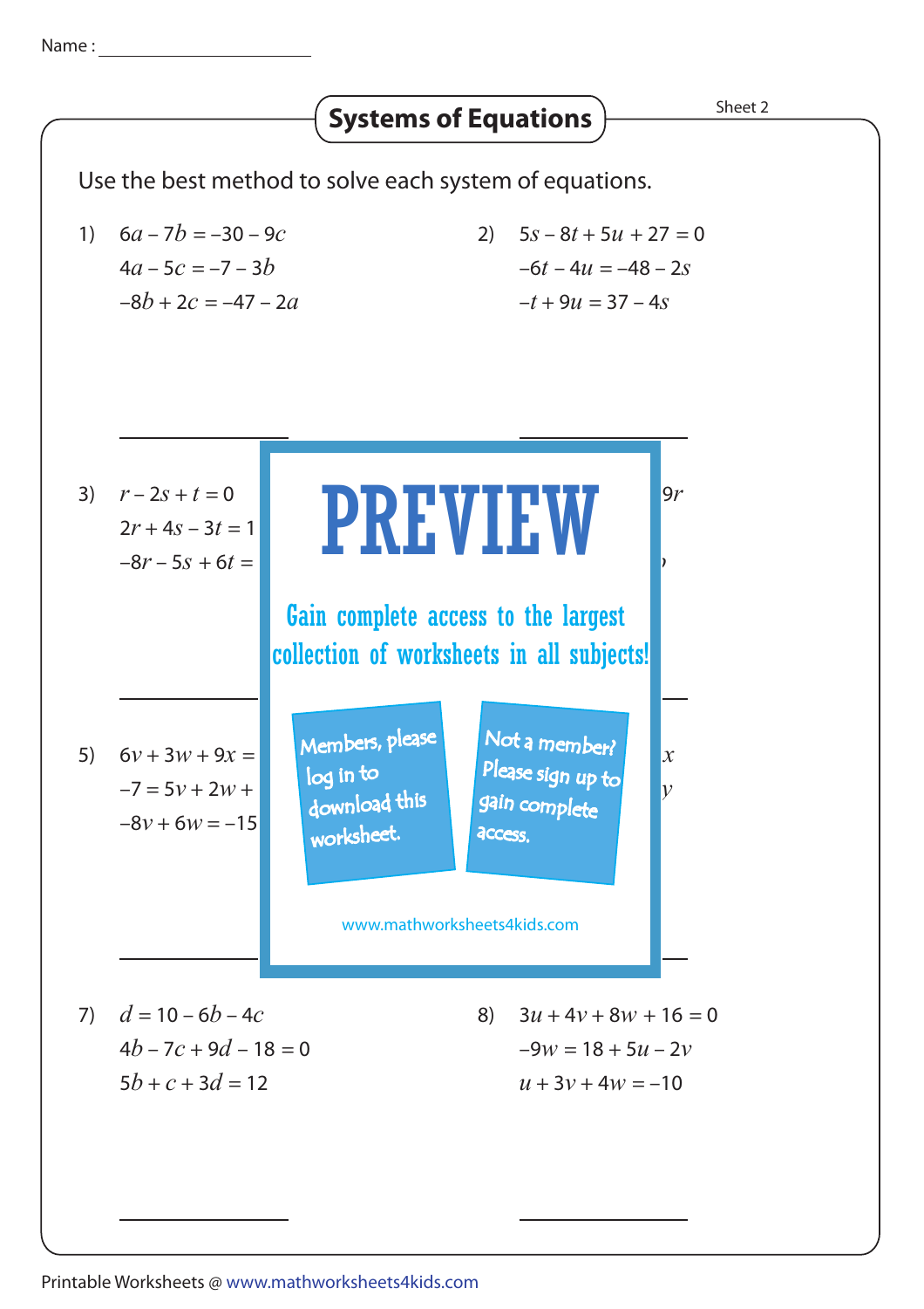Name : ____________________

# Systems of Equations

Sheet 2

Use the best method to solve each system of equations.

1) $6a - 7b = -30 - 9c$
$4a - 5c = -7 - 3b$
$-8b + 2c = -47 - 2a$

2) $5s - 8t + 5u + 27 = 0$
$-6t - 4u = -48 - 2s$
$-t + 9u = 37 - 4s$

3) $r - 2s + t = 0$
$2r + 4s - 3t = 1$
$-8r - 5s + 6t =$

4) $9r$

5) $6v + 3w + 9x =$
$-7 = 5v + 2w +$
$-8v + 6w = -15$

6) $x$
$y$

PREVIEW

Gain complete access to the largest collection of worksheets in all subjects!

Members, please log in to download this worksheet.

Not a member? Please sign up to gain complete access.

www.mathworksheets4kids.com

7) $d = 10 - 6b - 4c$
$4b - 7c + 9d - 18 = 0$
$5b + c + 3d = 12$

8) $3u + 4v + 8w + 16 = 0$
$-9w = 18 + 5u - 2v$
$u + 3v + 4w = -10$

Printable Worksheets @ www.mathworksheets4kids.com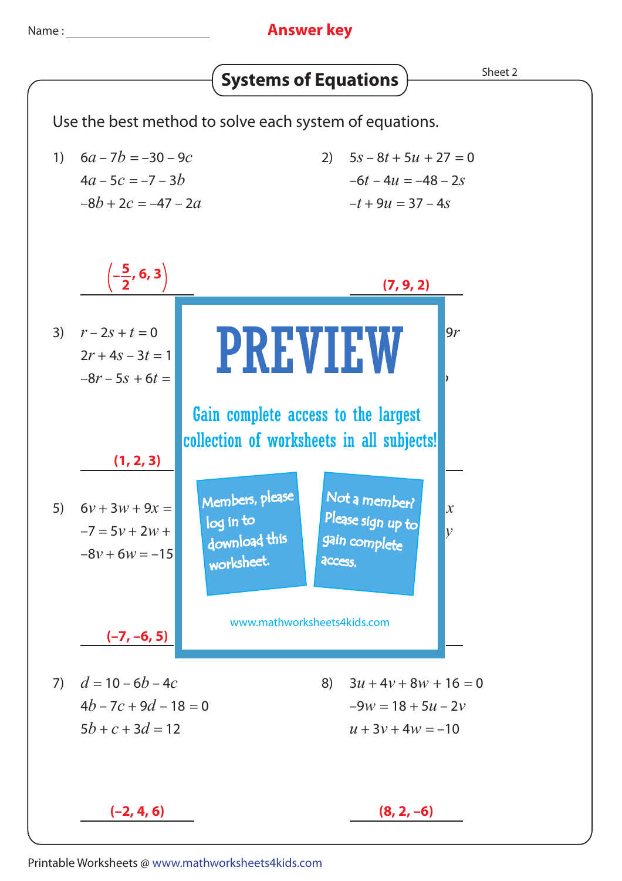Name : 

**Answer key**

## Systems of Equations

Sheet 2

Use the best method to solve each system of equations.

1) $6a - 7b = -30 - 9c$
$4a - 5c = -7 - 3b$
$-8b + 2c = -47 - 2a$

$\left(-\frac{5}{2}, 6, 3\right)$

2) $5s - 8t + 5u + 27 = 0$
$-6t - 4u = -48 - 2s$
$-t + 9u = 37 - 4s$

**(7, 9, 2)**

3) $r - 2s + t = 0$
$2r + 4s - 3t = 1$
$-8r - 5s + 6t =$

**(1, 2, 3)**

4) $9r$

5) $6v + 3w + 9x =$
$-7 = 5v + 2w +$
$-8v + 6w = -15$

**(−7, −6, 5)**

6) $x$
$y$

**PREVIEW**

Gain complete access to the largest collection of worksheets in all subjects!

Members, please log in to download this worksheet.

Not a member? Please sign up to gain complete access.

www.mathworksheets4kids.com

7) $d = 10 - 6b - 4c$
$4b - 7c + 9d - 18 = 0$
$5b + c + 3d = 12$

**(−2, 4, 6)**

8) $3u + 4v + 8w + 16 = 0$
$-9w = 18 + 5u - 2v$
$u + 3v + 4w = -10$

**(8, 2, −6)**

Printable Worksheets @ www.mathworksheets4kids.com